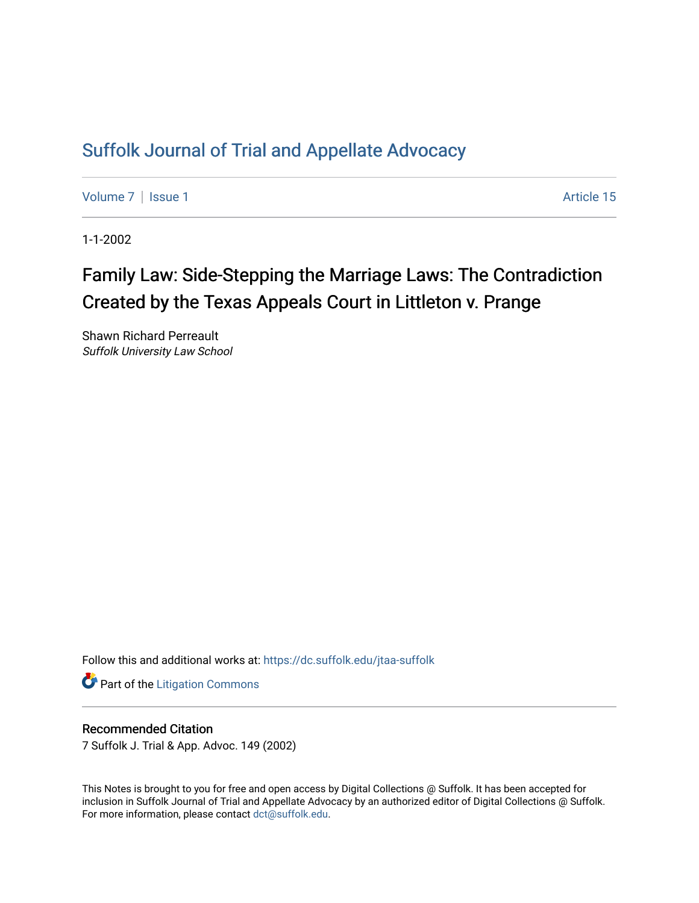# Suffolk Journal of Trial and Appellate Advocacy

Volume 7 | Issue 1 Article 15

1-1-2002

## Family Law: Side-Stepping the Marriage Laws: The Contradiction Created by the Texas Appeals Court in Littleton v. Prange

Shawn Richard Perreault
*Suffolk University Law School*

Follow this and additional works at: https://dc.suffolk.edu/jtaa-suffolk

Part of the Litigation Commons

### Recommended Citation

7 Suffolk J. Trial & App. Advoc. 149 (2002)

This Notes is brought to you for free and open access by Digital Collections @ Suffolk. It has been accepted for inclusion in Suffolk Journal of Trial and Appellate Advocacy by an authorized editor of Digital Collections @ Suffolk. For more information, please contact dct@suffolk.edu.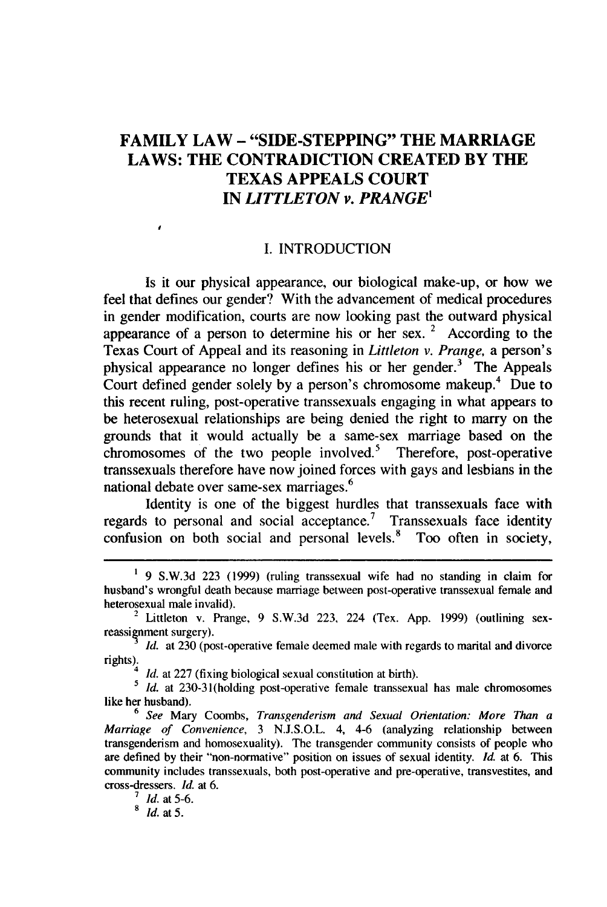# FAMILY LAW – "SIDE-STEPPING" THE MARRIAGE LAWS: THE CONTRADICTION CREATED BY THE TEXAS APPEALS COURT IN *LITTLETON v. PRANGE*[1]

## I. INTRODUCTION

Is it our physical appearance, our biological make-up, or how we feel that defines our gender? With the advancement of medical procedures in gender modification, courts are now looking past the outward physical appearance of a person to determine his or her sex. [2] According to the Texas Court of Appeal and its reasoning in *Littleton v. Prange*, a person's physical appearance no longer defines his or her gender.[3] The Appeals Court defined gender solely by a person's chromosome makeup.[4] Due to this recent ruling, post-operative transsexuals engaging in what appears to be heterosexual relationships are being denied the right to marry on the grounds that it would actually be a same-sex marriage based on the chromosomes of the two people involved.[5] Therefore, post-operative transsexuals therefore have now joined forces with gays and lesbians in the national debate over same-sex marriages.[6]

Identity is one of the biggest hurdles that transsexuals face with regards to personal and social acceptance.[7] Transsexuals face identity confusion on both social and personal levels.[8] Too often in society,

---

[1] 9 S.W.3d 223 (1999) (ruling transsexual wife had no standing in claim for husband's wrongful death because marriage between post-operative transsexual female and heterosexual male invalid).

[2] Littleton v. Prange, 9 S.W.3d 223, 224 (Tex. App. 1999) (outlining sex-reassignment surgery).

[3] *Id.* at 230 (post-operative female deemed male with regards to marital and divorce rights).

[4] *Id.* at 227 (fixing biological sexual constitution at birth).

[5] *Id.* at 230-31(holding post-operative female transsexual has male chromosomes like her husband).

[6] *See* Mary Coombs, *Transgenderism and Sexual Orientation: More Than a Marriage of Convenience*, 3 N.J.S.O.L. 4, 4-6 (analyzing relationship between transgenderism and homosexuality). The transgender community consists of people who are defined by their "non-normative" position on issues of sexual identity. *Id.* at 6. This community includes transsexuals, both post-operative and pre-operative, transvestites, and cross-dressers. *Id.* at 6.

[7] *Id.* at 5-6.

[8] *Id.* at 5.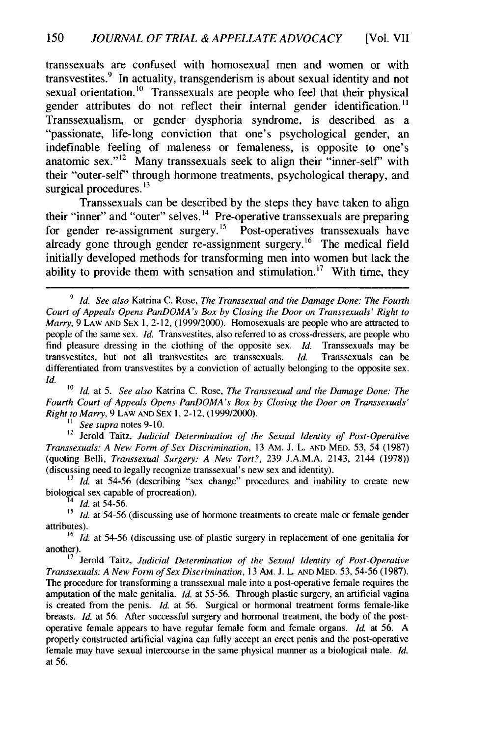transsexuals are confused with homosexual men and women or with transvestites.[9] In actuality, transgenderism is about sexual identity and not sexual orientation.[10] Transsexuals are people who feel that their physical gender attributes do not reflect their internal gender identification.[11] Transsexualism, or gender dysphoria syndrome, is described as a "passionate, life-long conviction that one's psychological gender, an indefinable feeling of maleness or femaleness, is opposite to one's anatomic sex."[12] Many transsexuals seek to align their "inner-self" with their "outer-self" through hormone treatments, psychological therapy, and surgical procedures.[13]

Transsexuals can be described by the steps they have taken to align their "inner" and "outer" selves.[14] Pre-operative transsexuals are preparing for gender re-assignment surgery.[15] Post-operatives transsexuals have already gone through gender re-assignment surgery.[16] The medical field initially developed methods for transforming men into women but lack the ability to provide them with sensation and stimulation.[17] With time, they

---

[9] *Id. See also* Katrina C. Rose, *The Transsexual and the Damage Done: The Fourth Court of Appeals Opens PanDOMA's Box by Closing the Door on Transsexuals' Right to Marry*, 9 LAW AND SEX 1, 2-12, (1999/2000). Homosexuals are people who are attracted to people of the same sex. *Id.* Transvestites, also referred to as cross-dressers, are people who find pleasure dressing in the clothing of the opposite sex. *Id.* Transsexuals may be transvestites, but not all transvestites are transsexuals. *Id.* Transsexuals can be differentiated from transvestites by a conviction of actually belonging to the opposite sex. *Id.*

[10] *Id.* at 5. *See also* Katrina C. Rose, *The Transsexual and the Damage Done: The Fourth Court of Appeals Opens PanDOMA's Box by Closing the Door on Transsexuals' Right to Marry*, 9 LAW AND SEX 1, 2-12, (1999/2000).

[11] *See supra* notes 9-10.

[12] Jerold Taitz, *Judicial Determination of the Sexual Identity of Post-Operative Transsexuals: A New Form of Sex Discrimination*, 13 AM. J. L. AND MED. 53, 54 (1987) (quoting Belli, *Transsexual Surgery: A New Tort?*, 239 J.A.M.A. 2143, 2144 (1978)) (discussing need to legally recognize transsexual's new sex and identity).

[13] *Id.* at 54-56 (describing "sex change" procedures and inability to create new biological sex capable of procreation).

[14] *Id.* at 54-56.

[15] *Id.* at 54-56 (discussing use of hormone treatments to create male or female gender attributes).

[16] *Id.* at 54-56 (discussing use of plastic surgery in replacement of one genitalia for another).

[17] Jerold Taitz, *Judicial Determination of the Sexual Identity of Post-Operative Transsexuals: A New Form of Sex Discrimination*, 13 AM. J. L. AND MED. 53, 54-56 (1987). The procedure for transforming a transsexual male into a post-operative female requires the amputation of the male genitalia. *Id.* at 55-56. Through plastic surgery, an artificial vagina is created from the penis. *Id.* at 56. Surgical or hormonal treatment forms female-like breasts. *Id.* at 56. After successful surgery and hormonal treatment, the body of the post-operative female appears to have regular female form and female organs. *Id.* at 56. A properly constructed artificial vagina can fully accept an erect penis and the post-operative female may have sexual intercourse in the same physical manner as a biological male. *Id.* at 56.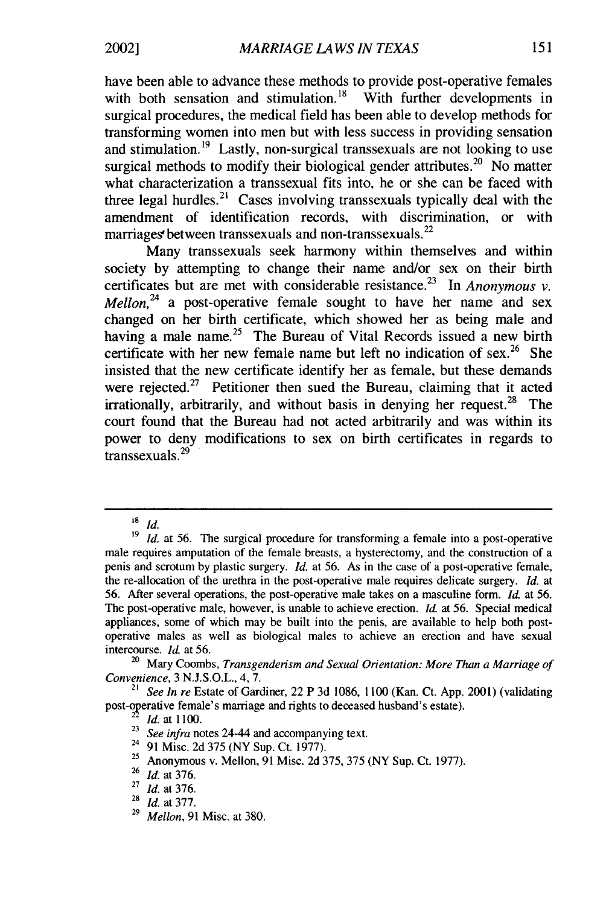have been able to advance these methods to provide post-operative females with both sensation and stimulation.[18] With further developments in surgical procedures, the medical field has been able to develop methods for transforming women into men but with less success in providing sensation and stimulation.[19] Lastly, non-surgical transsexuals are not looking to use surgical methods to modify their biological gender attributes.[20] No matter what characterization a transsexual fits into, he or she can be faced with three legal hurdles.[21] Cases involving transsexuals typically deal with the amendment of identification records, with discrimination, or with marriages between transsexuals and non-transsexuals.[22]

Many transsexuals seek harmony within themselves and within society by attempting to change their name and/or sex on their birth certificates but are met with considerable resistance.[23] In *Anonymous v. Mellon,*[24] a post-operative female sought to have her name and sex changed on her birth certificate, which showed her as being male and having a male name.[25] The Bureau of Vital Records issued a new birth certificate with her new female name but left no indication of sex.[26] She insisted that the new certificate identify her as female, but these demands were rejected.[27] Petitioner then sued the Bureau, claiming that it acted irrationally, arbitrarily, and without basis in denying her request.[28] The court found that the Bureau had not acted arbitrarily and was within its power to deny modifications to sex on birth certificates in regards to transsexuals.[29]

---

[18] *Id.*

[19] *Id.* at 56. The surgical procedure for transforming a female into a post-operative male requires amputation of the female breasts, a hysterectomy, and the construction of a penis and scrotum by plastic surgery. *Id.* at 56. As in the case of a post-operative female, the re-allocation of the urethra in the post-operative male requires delicate surgery. *Id.* at 56. After several operations, the post-operative male takes on a masculine form. *Id.* at 56. The post-operative male, however, is unable to achieve erection. *Id.* at 56. Special medical appliances, some of which may be built into the penis, are available to help both post-operative males as well as biological males to achieve an erection and have sexual intercourse. *Id.* at 56.

[20] Mary Coombs, *Transgenderism and Sexual Orientation: More Than a Marriage of Convenience*, 3 N.J.S.O.L., 4, 7.

[21] *See In re* Estate of Gardiner, 22 P 3d 1086, 1100 (Kan. Ct. App. 2001) (validating post-operative female's marriage and rights to deceased husband's estate).

[22] *Id.* at 1100.

[23] *See infra* notes 24-44 and accompanying text.

[24] 91 Misc. 2d 375 (NY Sup. Ct. 1977).

[25] Anonymous v. Mellon, 91 Misc. 2d 375, 375 (NY Sup. Ct. 1977).

[26] *Id.* at 376.

[27] *Id.* at 376.

[28] *Id.* at 377.

[29] *Mellon*, 91 Misc. at 380.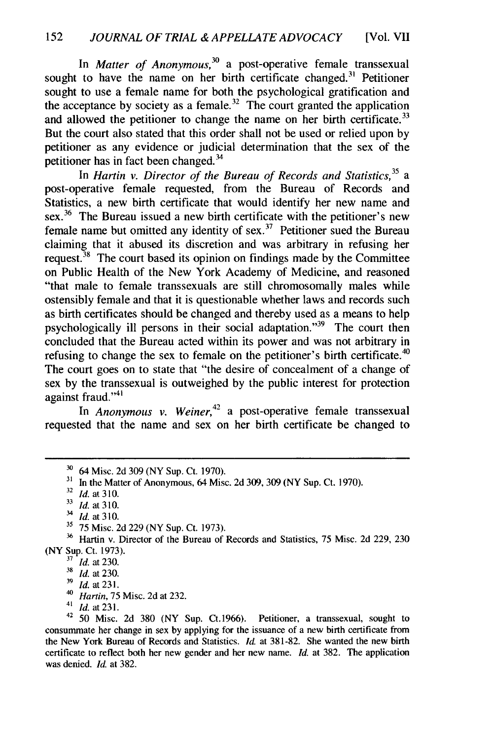In *Matter of Anonymous,*[30] a post-operative female transsexual sought to have the name on her birth certificate changed.[31] Petitioner sought to use a female name for both the psychological gratification and the acceptance by society as a female.[32] The court granted the application and allowed the petitioner to change the name on her birth certificate.[33] But the court also stated that this order shall not be used or relied upon by petitioner as any evidence or judicial determination that the sex of the petitioner has in fact been changed.[34]

In *Hartin v. Director of the Bureau of Records and Statistics,*[35] a post-operative female requested, from the Bureau of Records and Statistics, a new birth certificate that would identify her new name and sex.[36] The Bureau issued a new birth certificate with the petitioner's new female name but omitted any identity of sex.[37] Petitioner sued the Bureau claiming that it abused its discretion and was arbitrary in refusing her request.[38] The court based its opinion on findings made by the Committee on Public Health of the New York Academy of Medicine, and reasoned "that male to female transsexuals are still chromosomally males while ostensibly female and that it is questionable whether laws and records such as birth certificates should be changed and thereby used as a means to help psychologically ill persons in their social adaptation."[39] The court then concluded that the Bureau acted within its power and was not arbitrary in refusing to change the sex to female on the petitioner's birth certificate.[40] The court goes on to state that "the desire of concealment of a change of sex by the transsexual is outweighed by the public interest for protection against fraud."[41]

In *Anonymous v. Weiner,*[42] a post-operative female transsexual requested that the name and sex on her birth certificate be changed to

---

[30] 64 Misc. 2d 309 (NY Sup. Ct. 1970).

[31] In the Matter of Anonymous, 64 Misc. 2d 309, 309 (NY Sup. Ct. 1970).

[32] *Id.* at 310.

[33] *Id.* at 310.

[34] *Id.* at 310.

[35] 75 Misc. 2d 229 (NY Sup. Ct. 1973).

[36] Hartin v. Director of the Bureau of Records and Statistics, 75 Misc. 2d 229, 230 (NY Sup. Ct. 1973).

[37] *Id.* at 230.

[38] *Id.* at 230.

[39] *Id.* at 231.

[40] *Hartin*, 75 Misc. 2d at 232.

[41] *Id.* at 231.

[42] 50 Misc. 2d 380 (NY Sup. Ct.1966). Petitioner, a transsexual, sought to consummate her change in sex by applying for the issuance of a new birth certificate from the New York Bureau of Records and Statistics. *Id.* at 381-82. She wanted the new birth certificate to reflect both her new gender and her new name. *Id.* at 382. The application was denied. *Id.* at 382.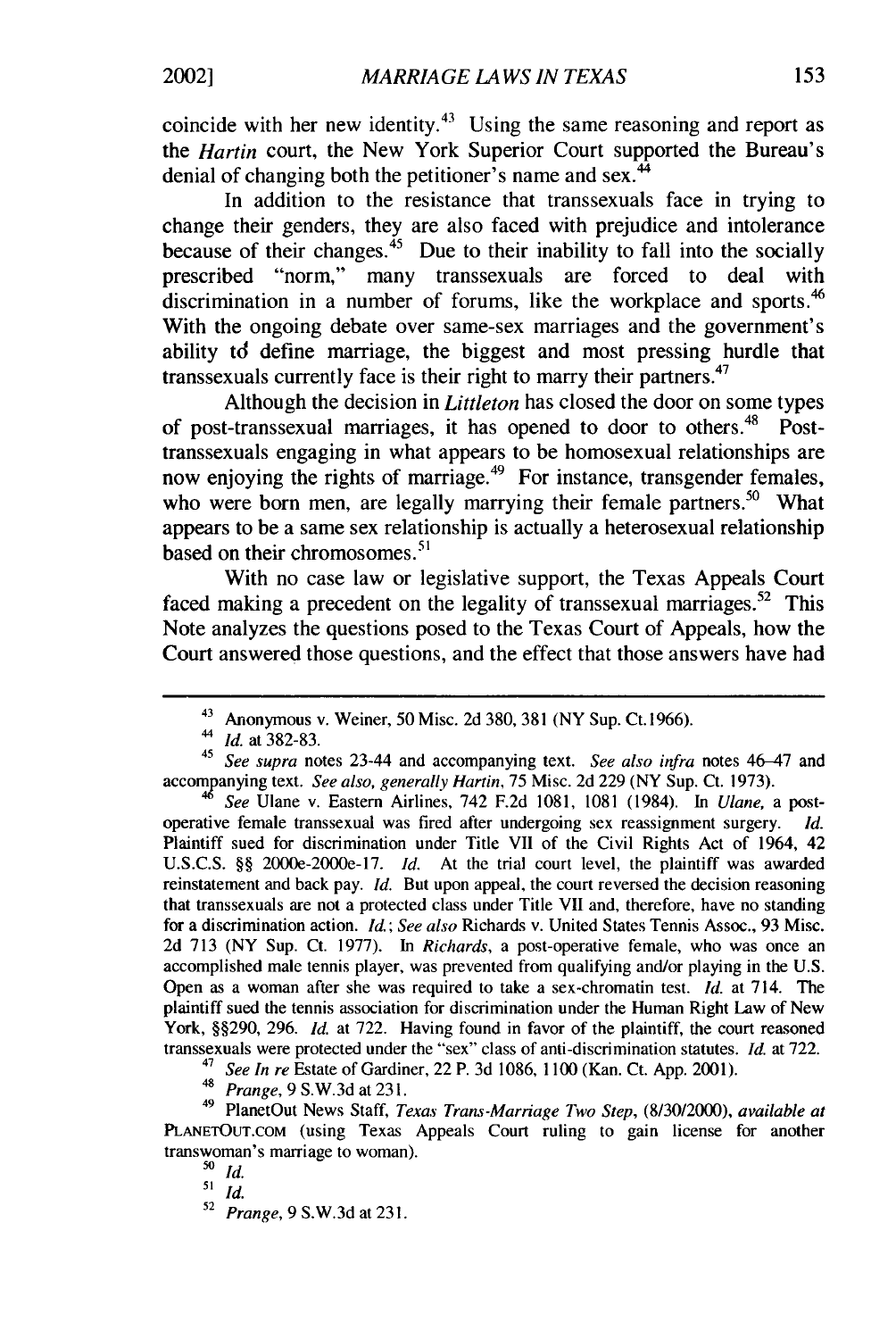coincide with her new identity.[43] Using the same reasoning and report as the *Hartin* court, the New York Superior Court supported the Bureau's denial of changing both the petitioner's name and sex.[44]

In addition to the resistance that transsexuals face in trying to change their genders, they are also faced with prejudice and intolerance because of their changes.[45] Due to their inability to fall into the socially prescribed "norm," many transsexuals are forced to deal with discrimination in a number of forums, like the workplace and sports.[46] With the ongoing debate over same-sex marriages and the government's ability td define marriage, the biggest and most pressing hurdle that transsexuals currently face is their right to marry their partners.[47]

Although the decision in *Littleton* has closed the door on some types of post-transsexual marriages, it has opened to door to others.[48] Post-transsexuals engaging in what appears to be homosexual relationships are now enjoying the rights of marriage.[49] For instance, transgender females, who were born men, are legally marrying their female partners.[50] What appears to be a same sex relationship is actually a heterosexual relationship based on their chromosomes.[51]

With no case law or legislative support, the Texas Appeals Court faced making a precedent on the legality of transsexual marriages.[52] This Note analyzes the questions posed to the Texas Court of Appeals, how the Court answered those questions, and the effect that those answers have had

---

[43] Anonymous v. Weiner, 50 Misc. 2d 380, 381 (NY Sup. Ct.1966).

[44] *Id.* at 382-83.

[45] *See supra* notes 23-44 and accompanying text. *See also infra* notes 46–47 and accompanying text. *See also, generally Hartin*, 75 Misc. 2d 229 (NY Sup. Ct. 1973).

[46] *See* Ulane v. Eastern Airlines, 742 F.2d 1081, 1081 (1984). In *Ulane*, a post-operative female transsexual was fired after undergoing sex reassignment surgery. *Id.* Plaintiff sued for discrimination under Title VII of the Civil Rights Act of 1964, 42 U.S.C.S. §§ 2000e-2000e-17. *Id.* At the trial court level, the plaintiff was awarded reinstatement and back pay. *Id.* But upon appeal, the court reversed the decision reasoning that transsexuals are not a protected class under Title VII and, therefore, have no standing for a discrimination action. *Id.*; *See also* Richards v. United States Tennis Assoc., 93 Misc. 2d 713 (NY Sup. Ct. 1977). In *Richards*, a post-operative female, who was once an accomplished male tennis player, was prevented from qualifying and/or playing in the U.S. Open as a woman after she was required to take a sex-chromatin test. *Id.* at 714. The plaintiff sued the tennis association for discrimination under the Human Right Law of New York, §§290, 296. *Id.* at 722. Having found in favor of the plaintiff, the court reasoned transsexuals were protected under the "sex" class of anti-discrimination statutes. *Id.* at 722.

[47] *See In re* Estate of Gardiner, 22 P. 3d 1086, 1100 (Kan. Ct. App. 2001).

[48] *Prange*, 9 S.W.3d at 231.

[49] PlanetOut News Staff, *Texas Trans-Marriage Two Step*, (8/30/2000), *available at* PLANETOUT.COM (using Texas Appeals Court ruling to gain license for another transwoman's marriage to woman).

[50] *Id.*

[51] *Id.*

[52] *Prange*, 9 S.W.3d at 231.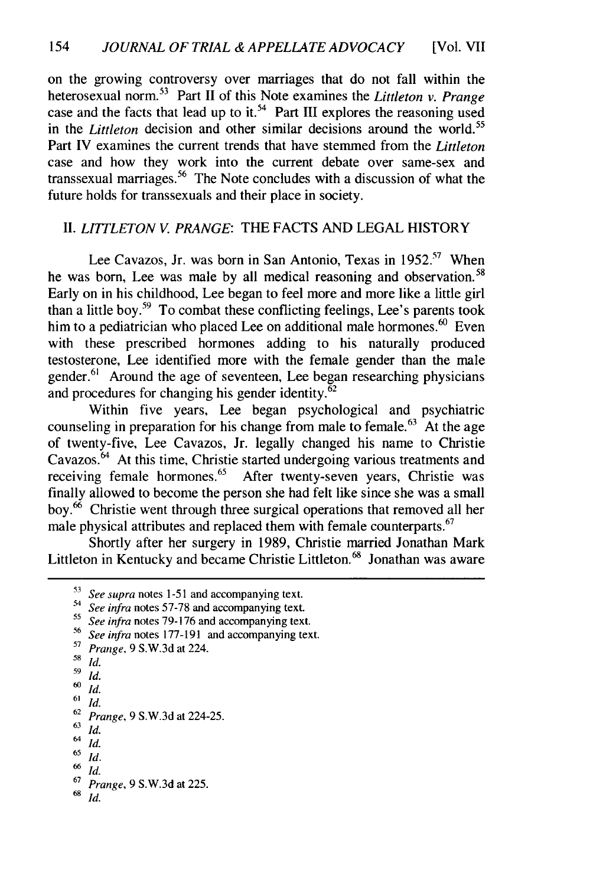on the growing controversy over marriages that do not fall within the heterosexual norm.[53] Part II of this Note examines the *Littleton v. Prange* case and the facts that lead up to it.[54] Part III explores the reasoning used in the *Littleton* decision and other similar decisions around the world.[55] Part IV examines the current trends that have stemmed from the *Littleton* case and how they work into the current debate over same-sex and transsexual marriages.[56] The Note concludes with a discussion of what the future holds for transsexuals and their place in society.

## II. *LITTLETON V. PRANGE*: THE FACTS AND LEGAL HISTORY

Lee Cavazos, Jr. was born in San Antonio, Texas in 1952.[57] When he was born, Lee was male by all medical reasoning and observation.[58] Early on in his childhood, Lee began to feel more and more like a little girl than a little boy.[59] To combat these conflicting feelings, Lee's parents took him to a pediatrician who placed Lee on additional male hormones.[60] Even with these prescribed hormones adding to his naturally produced testosterone, Lee identified more with the female gender than the male gender.[61] Around the age of seventeen, Lee began researching physicians and procedures for changing his gender identity.[62]

Within five years, Lee began psychological and psychiatric counseling in preparation for his change from male to female.[63] At the age of twenty-five, Lee Cavazos, Jr. legally changed his name to Christie Cavazos.[64] At this time, Christie started undergoing various treatments and receiving female hormones.[65] After twenty-seven years, Christie was finally allowed to become the person she had felt like since she was a small boy.[66] Christie went through three surgical operations that removed all her male physical attributes and replaced them with female counterparts.[67]

Shortly after her surgery in 1989, Christie married Jonathan Mark Littleton in Kentucky and became Christie Littleton.[68] Jonathan was aware

---

[53] *See supra* notes 1-51 and accompanying text.
[54] *See infra* notes 57-78 and accompanying text.
[55] *See infra* notes 79-176 and accompanying text.
[56] *See infra* notes 177-191 and accompanying text.
[57] *Prange*, 9 S.W.3d at 224.
[58] *Id.*
[59] *Id.*
[60] *Id.*
[61] *Id.*
[62] *Prange*, 9 S.W.3d at 224-25.
[63] *Id.*
[64] *Id.*
[65] *Id.*
[66] *Id.*
[67] *Prange*, 9 S.W.3d at 225.
[68] *Id.*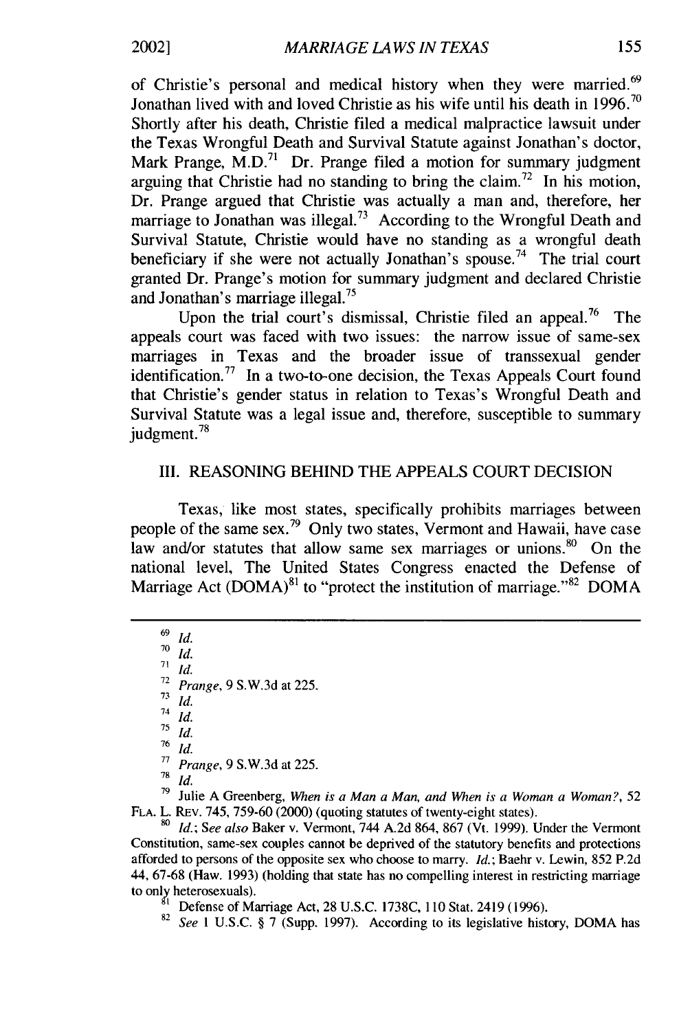of Christie's personal and medical history when they were married.[69] Jonathan lived with and loved Christie as his wife until his death in 1996.[70] Shortly after his death, Christie filed a medical malpractice lawsuit under the Texas Wrongful Death and Survival Statute against Jonathan's doctor, Mark Prange, M.D.[71] Dr. Prange filed a motion for summary judgment arguing that Christie had no standing to bring the claim.[72] In his motion, Dr. Prange argued that Christie was actually a man and, therefore, her marriage to Jonathan was illegal.[73] According to the Wrongful Death and Survival Statute, Christie would have no standing as a wrongful death beneficiary if she were not actually Jonathan's spouse.[74] The trial court granted Dr. Prange's motion for summary judgment and declared Christie and Jonathan's marriage illegal.[75]

Upon the trial court's dismissal, Christie filed an appeal.[76] The appeals court was faced with two issues: the narrow issue of same-sex marriages in Texas and the broader issue of transsexual gender identification.[77] In a two-to-one decision, the Texas Appeals Court found that Christie's gender status in relation to Texas's Wrongful Death and Survival Statute was a legal issue and, therefore, susceptible to summary judgment.[78]

## III. REASONING BEHIND THE APPEALS COURT DECISION

Texas, like most states, specifically prohibits marriages between people of the same sex.[79] Only two states, Vermont and Hawaii, have case law and/or statutes that allow same sex marriages or unions.[80] On the national level, The United States Congress enacted the Defense of Marriage Act (DOMA)[81] to "protect the institution of marriage."[82] DOMA

---

[69] *Id.*

[70] *Id.*

[71] *Id.*

[72] *Prange*, 9 S.W.3d at 225.

[73] *Id.*

[74] *Id.*

[75] *Id.*

[76] *Id.*

[77] *Prange*, 9 S.W.3d at 225.

[78] *Id.*

[79] Julie A Greenberg, *When is a Man a Man, and When is a Woman a Woman?*, 52 FLA. L. REV. 745, 759-60 (2000) (quoting statutes of twenty-eight states).

[80] *Id.*; *See also* Baker v. Vermont, 744 A.2d 864, 867 (Vt. 1999). Under the Vermont Constitution, same-sex couples cannot be deprived of the statutory benefits and protections afforded to persons of the opposite sex who choose to marry. *Id.*; Baehr v. Lewin, 852 P.2d 44, 67-68 (Haw. 1993) (holding that state has no compelling interest in restricting marriage to only heterosexuals).

[81] Defense of Marriage Act, 28 U.S.C. 1738C, 110 Stat. 2419 (1996).

[82] *See* 1 U.S.C. § 7 (Supp. 1997). According to its legislative history, DOMA has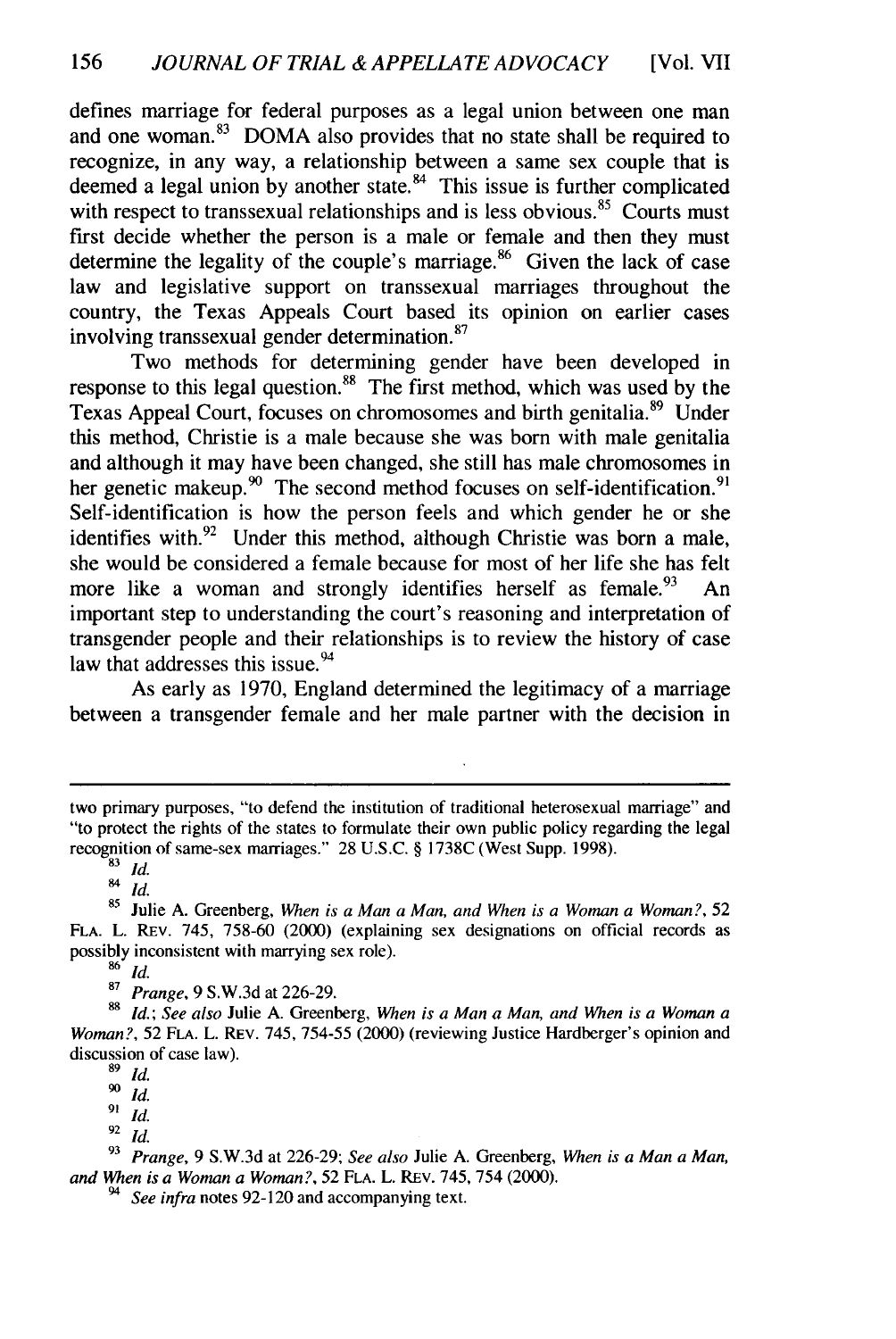defines marriage for federal purposes as a legal union between one man and one woman.[83] DOMA also provides that no state shall be required to recognize, in any way, a relationship between a same sex couple that is deemed a legal union by another state.[84] This issue is further complicated with respect to transsexual relationships and is less obvious.[85] Courts must first decide whether the person is a male or female and then they must determine the legality of the couple's marriage.[86] Given the lack of case law and legislative support on transsexual marriages throughout the country, the Texas Appeals Court based its opinion on earlier cases involving transsexual gender determination.[87]

Two methods for determining gender have been developed in response to this legal question.[88] The first method, which was used by the Texas Appeal Court, focuses on chromosomes and birth genitalia.[89] Under this method, Christie is a male because she was born with male genitalia and although it may have been changed, she still has male chromosomes in her genetic makeup.[90] The second method focuses on self-identification.[91] Self-identification is how the person feels and which gender he or she identifies with.[92] Under this method, although Christie was born a male, she would be considered a female because for most of her life she has felt more like a woman and strongly identifies herself as female.[93] An important step to understanding the court's reasoning and interpretation of transgender people and their relationships is to review the history of case law that addresses this issue.[94]

As early as 1970, England determined the legitimacy of a marriage between a transgender female and her male partner with the decision in

---

two primary purposes, "to defend the institution of traditional heterosexual marriage" and "to protect the rights of the states to formulate their own public policy regarding the legal recognition of same-sex marriages." 28 U.S.C. § 1738C (West Supp. 1998).

[83] *Id.*

[84] *Id.*

[85] Julie A. Greenberg, *When is a Man a Man, and When is a Woman a Woman?*, 52 FLA. L. REV. 745, 758-60 (2000) (explaining sex designations on official records as possibly inconsistent with marrying sex role).

[86] *Id.*

[87] *Prange*, 9 S.W.3d at 226-29.

[88] *Id.*; *See also* Julie A. Greenberg, *When is a Man a Man, and When is a Woman a Woman?*, 52 FLA. L. REV. 745, 754-55 (2000) (reviewing Justice Hardberger's opinion and discussion of case law).

[89] *Id.*

[90] *Id.*

[91] *Id.*

[92] *Id.*

[93] *Prange*, 9 S.W.3d at 226-29; *See also* Julie A. Greenberg, *When is a Man a Man, and When is a Woman a Woman?*, 52 FLA. L. REV. 745, 754 (2000).

[94] *See infra* notes 92-120 and accompanying text.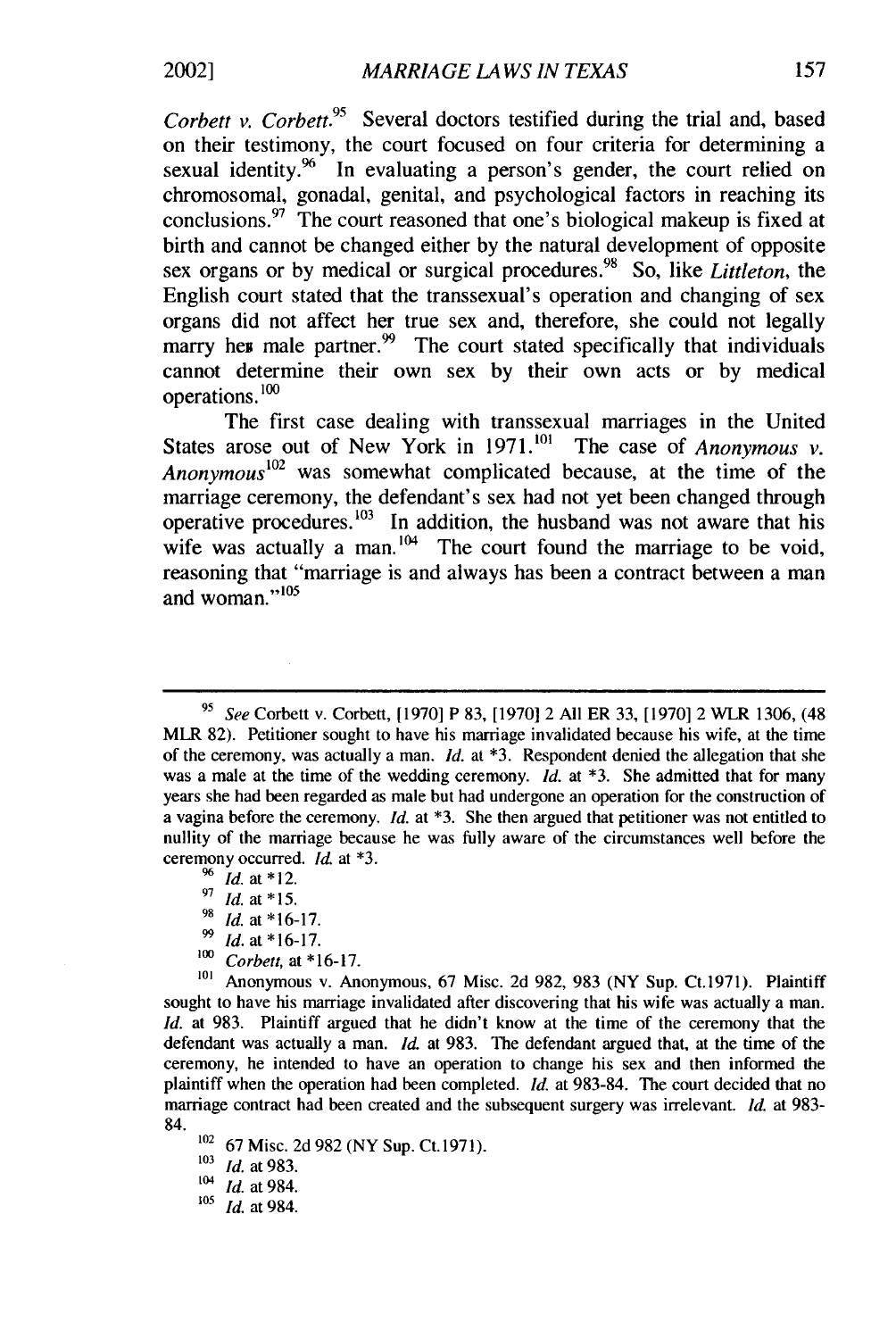*Corbett v. Corbett.*[95] Several doctors testified during the trial and, based on their testimony, the court focused on four criteria for determining a sexual identity.[96] In evaluating a person's gender, the court relied on chromosomal, gonadal, genital, and psychological factors in reaching its conclusions.[97] The court reasoned that one's biological makeup is fixed at birth and cannot be changed either by the natural development of opposite sex organs or by medical or surgical procedures.[98] So, like *Littleton*, the English court stated that the transsexual's operation and changing of sex organs did not affect her true sex and, therefore, she could not legally marry her male partner.[99] The court stated specifically that individuals cannot determine their own sex by their own acts or by medical operations.[100]

The first case dealing with transsexual marriages in the United States arose out of New York in 1971.[101] The case of *Anonymous v. Anonymous*[102] was somewhat complicated because, at the time of the marriage ceremony, the defendant's sex had not yet been changed through operative procedures.[103] In addition, the husband was not aware that his wife was actually a man.[104] The court found the marriage to be void, reasoning that "marriage is and always has been a contract between a man and woman."[105]

---

[95] *See* Corbett v. Corbett, [1970] P 83, [1970] 2 All ER 33, [1970] 2 WLR 1306, (48 MLR 82). Petitioner sought to have his marriage invalidated because his wife, at the time of the ceremony, was actually a man. *Id.* at *3. Respondent denied the allegation that she was a male at the time of the wedding ceremony. *Id.* at *3. She admitted that for many years she had been regarded as male but had undergone an operation for the construction of a vagina before the ceremony. *Id.* at *3. She then argued that petitioner was not entitled to nullity of the marriage because he was fully aware of the circumstances well before the ceremony occurred. *Id.* at *3.

[96] *Id.* at *12.

[97] *Id.* at *15.

[98] *Id.* at *16-17.

[99] *Id.* at *16-17.

[100] *Corbett*, at *16-17.

[101] Anonymous v. Anonymous, 67 Misc. 2d 982, 983 (NY Sup. Ct.1971). Plaintiff sought to have his marriage invalidated after discovering that his wife was actually a man. *Id.* at 983. Plaintiff argued that he didn't know at the time of the ceremony that the defendant was actually a man. *Id.* at 983. The defendant argued that, at the time of the ceremony, he intended to have an operation to change his sex and then informed the plaintiff when the operation had been completed. *Id.* at 983-84. The court decided that no marriage contract had been created and the subsequent surgery was irrelevant. *Id.* at 983-84.

[102] 67 Misc. 2d 982 (NY Sup. Ct.1971).

[103] *Id.* at 983.

[104] *Id.* at 984.

[105] *Id.* at 984.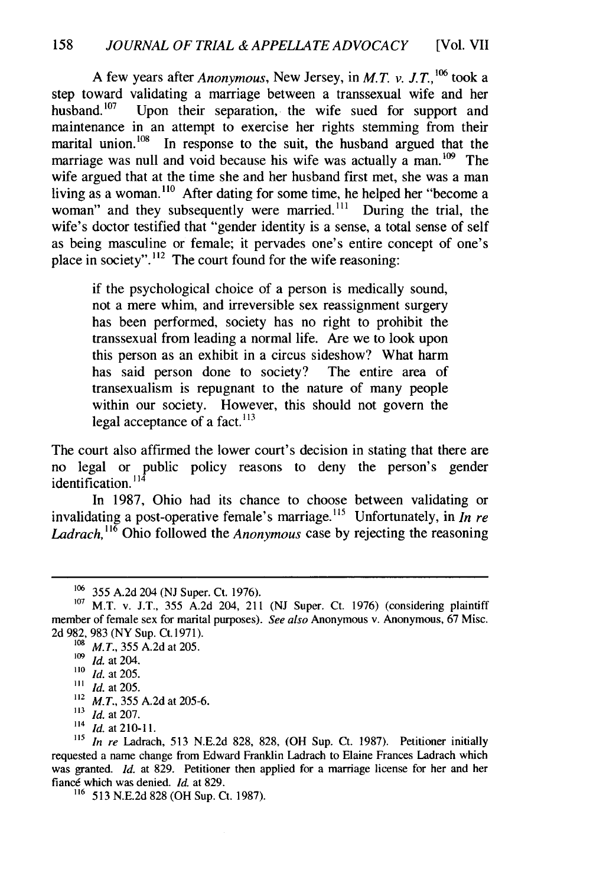A few years after *Anonymous*, New Jersey, in *M.T. v. J.T.*,[106] took a step toward validating a marriage between a transsexual wife and her husband.[107] Upon their separation, the wife sued for support and maintenance in an attempt to exercise her rights stemming from their marital union.[108] In response to the suit, the husband argued that the marriage was null and void because his wife was actually a man.[109] The wife argued that at the time she and her husband first met, she was a man living as a woman.[110] After dating for some time, he helped her "become a woman" and they subsequently were married.[111] During the trial, the wife's doctor testified that "gender identity is a sense, a total sense of self as being masculine or female; it pervades one's entire concept of one's place in society".[112] The court found for the wife reasoning:

> if the psychological choice of a person is medically sound, not a mere whim, and irreversible sex reassignment surgery has been performed, society has no right to prohibit the transsexual from leading a normal life. Are we to look upon this person as an exhibit in a circus sideshow? What harm has said person done to society? The entire area of transexualism is repugnant to the nature of many people within our society. However, this should not govern the legal acceptance of a fact.[113]

The court also affirmed the lower court's decision in stating that there are no legal or public policy reasons to deny the person's gender identification.[114]

In 1987, Ohio had its chance to choose between validating or invalidating a post-operative female's marriage.[115] Unfortunately, in *In re Ladrach*,[116] Ohio followed the *Anonymous* case by rejecting the reasoning

---

[106] 355 A.2d 204 (NJ Super. Ct. 1976).

[107] M.T. v. J.T., 355 A.2d 204, 211 (NJ Super. Ct. 1976) (considering plaintiff member of female sex for marital purposes). *See also* Anonymous v. Anonymous, 67 Misc. 2d 982, 983 (NY Sup. Ct.1971).

[108] *M.T.*, 355 A.2d at 205.

[109] *Id.* at 204.

[110] *Id.* at 205.

[111] *Id.* at 205.

[112] *M.T.*, 355 A.2d at 205-6.

[113] *Id.* at 207.

[114] *Id.* at 210-11.

[115] *In re* Ladrach, 513 N.E.2d 828, 828, (OH Sup. Ct. 1987). Petitioner initially requested a name change from Edward Franklin Ladrach to Elaine Frances Ladrach which was granted. *Id.* at 829. Petitioner then applied for a marriage license for her and her fiancé which was denied. *Id.* at 829.

[116] 513 N.E.2d 828 (OH Sup. Ct. 1987).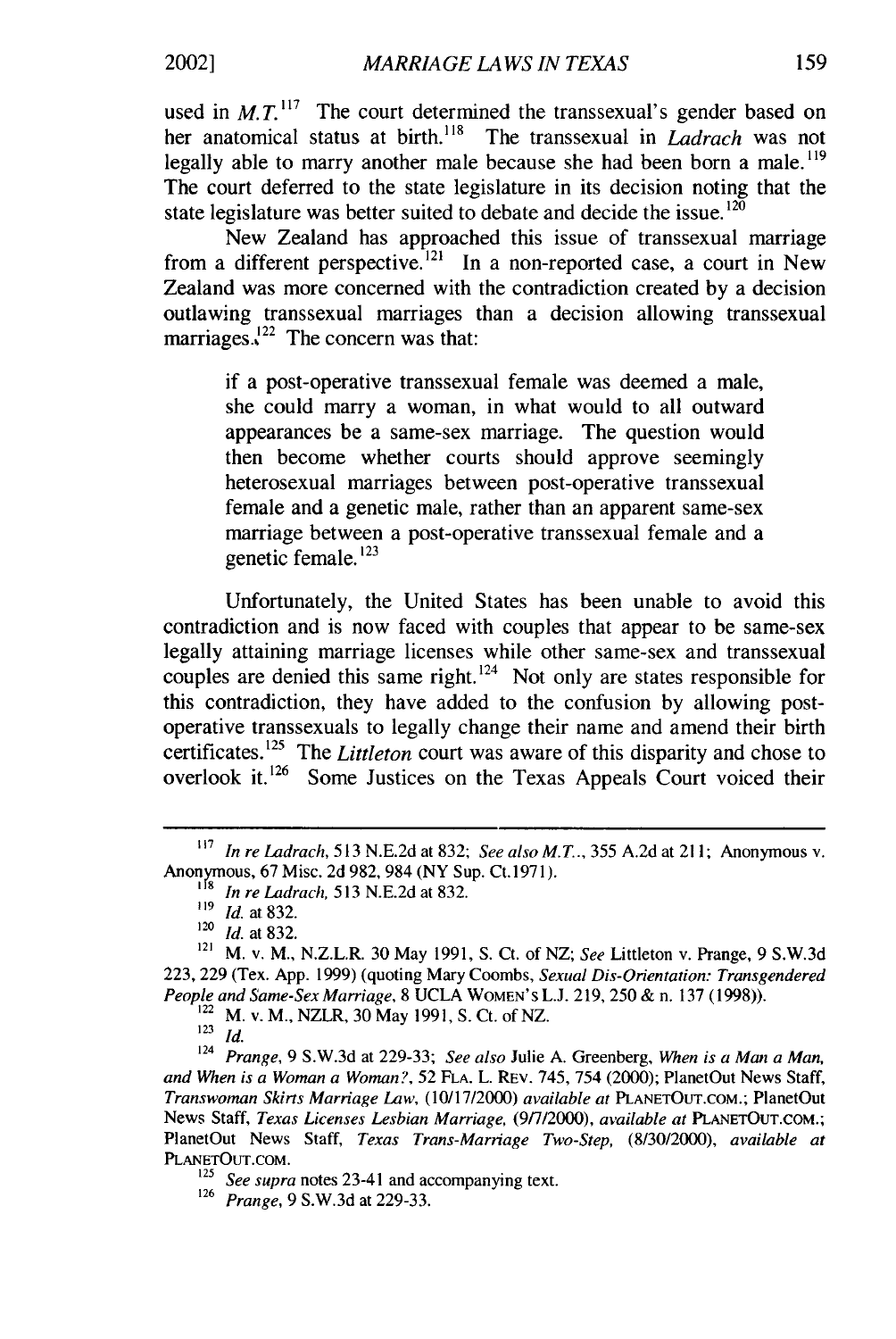used in *M.T.*[117] The court determined the transsexual's gender based on her anatomical status at birth.[118] The transsexual in *Ladrach* was not legally able to marry another male because she had been born a male.[119] The court deferred to the state legislature in its decision noting that the state legislature was better suited to debate and decide the issue.[120]

New Zealand has approached this issue of transsexual marriage from a different perspective.[121] In a non-reported case, a court in New Zealand was more concerned with the contradiction created by a decision outlawing transsexual marriages than a decision allowing transsexual marriages.[122] The concern was that:

> if a post-operative transsexual female was deemed a male, she could marry a woman, in what would to all outward appearances be a same-sex marriage. The question would then become whether courts should approve seemingly heterosexual marriages between post-operative transsexual female and a genetic male, rather than an apparent same-sex marriage between a post-operative transsexual female and a genetic female.[123]

Unfortunately, the United States has been unable to avoid this contradiction and is now faced with couples that appear to be same-sex legally attaining marriage licenses while other same-sex and transsexual couples are denied this same right.[124] Not only are states responsible for this contradiction, they have added to the confusion by allowing post-operative transsexuals to legally change their name and amend their birth certificates.[125] The *Littleton* court was aware of this disparity and chose to overlook it.[126] Some Justices on the Texas Appeals Court voiced their

---

[117] *In re Ladrach*, 513 N.E.2d at 832; *See also M.T.*., 355 A.2d at 211; Anonymous v. Anonymous, 67 Misc. 2d 982, 984 (NY Sup. Ct.1971).

[118] *In re Ladrach*, 513 N.E.2d at 832.

[119] *Id.* at 832.

[120] *Id.* at 832.

[121] M. v. M., N.Z.L.R. 30 May 1991, S. Ct. of NZ; *See* Littleton v. Prange, 9 S.W.3d 223, 229 (Tex. App. 1999) (quoting Mary Coombs, *Sexual Dis-Orientation: Transgendered People and Same-Sex Marriage*, 8 UCLA WOMEN'S L.J. 219, 250 & n. 137 (1998)).

[122] M. v. M., NZLR, 30 May 1991, S. Ct. of NZ.

[123] *Id.*

[124] *Prange*, 9 S.W.3d at 229-33; *See also* Julie A. Greenberg, *When is a Man a Man, and When is a Woman a Woman?*, 52 FLA. L. REV. 745, 754 (2000); PlanetOut News Staff, *Transwoman Skirts Marriage Law*, (10/17/2000) *available at* PLANETOUT.COM.; PlanetOut News Staff, *Texas Licenses Lesbian Marriage*, (9/7/2000), *available at* PLANETOUT.COM.; PlanetOut News Staff, *Texas Trans-Marriage Two-Step*, (8/30/2000), *available at* PLANETOUT.COM.

[125] *See supra* notes 23-41 and accompanying text.

[126] *Prange*, 9 S.W.3d at 229-33.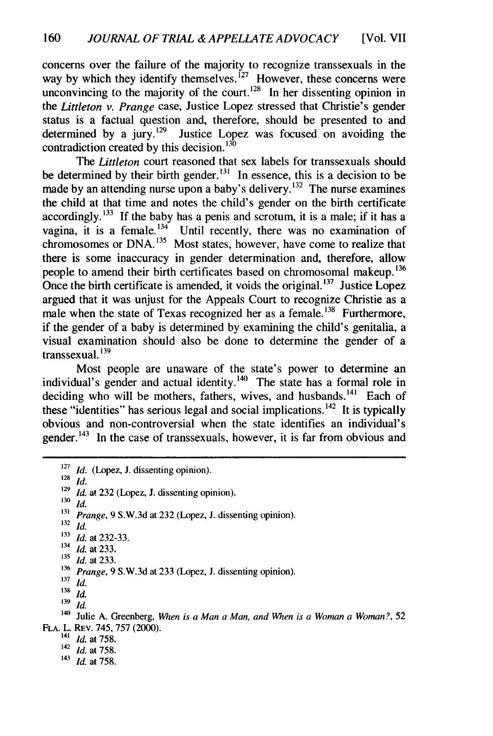concerns over the failure of the majority to recognize transsexuals in the way by which they identify themselves.[127] However, these concerns were unconvincing to the majority of the court.[128] In her dissenting opinion in the *Littleton v. Prange* case, Justice Lopez stressed that Christie's gender status is a factual question and, therefore, should be presented to and determined by a jury.[129] Justice Lopez was focused on avoiding the contradiction created by this decision.[130]

The *Littleton* court reasoned that sex labels for transsexuals should be determined by their birth gender.[131] In essence, this is a decision to be made by an attending nurse upon a baby's delivery.[132] The nurse examines the child at that time and notes the child's gender on the birth certificate accordingly.[133] If the baby has a penis and scrotum, it is a male; if it has a vagina, it is a female.[134] Until recently, there was no examination of chromosomes or DNA.[135] Most states, however, have come to realize that there is some inaccuracy in gender determination and, therefore, allow people to amend their birth certificates based on chromosomal makeup.[136] Once the birth certificate is amended, it voids the original.[137] Justice Lopez argued that it was unjust for the Appeals Court to recognize Christie as a male when the state of Texas recognized her as a female.[138] Furthermore, if the gender of a baby is determined by examining the child's genitalia, a visual examination should also be done to determine the gender of a transsexual.[139]

Most people are unaware of the state's power to determine an individual's gender and actual identity.[140] The state has a formal role in deciding who will be mothers, fathers, wives, and husbands.[141] Each of these "identities" has serious legal and social implications.[142] It is typically obvious and non-controversial when the state identifies an individual's gender.[143] In the case of transsexuals, however, it is far from obvious and

---

[127] *Id.* (Lopez, J. dissenting opinion).
[128] *Id.*
[129] *Id.* at 232 (Lopez, J. dissenting opinion).
[130] *Id.*
[131] *Prange*, 9 S.W.3d at 232 (Lopez, J. dissenting opinion).
[132] *Id.*
[133] *Id.* at 232-33.
[134] *Id.* at 233.
[135] *Id.* at 233.
[136] *Prange*, 9 S.W.3d at 233 (Lopez, J. dissenting opinion).
[137] *Id.*
[138] *Id.*
[139] *Id.*
[140] Julie A. Greenberg, *When is a Man a Man, and When is a Woman a Woman?*, 52 FLA. L. REV. 745, 757 (2000).
[141] *Id.* at 758.
[142] *Id.* at 758.
[143] *Id.* at 758.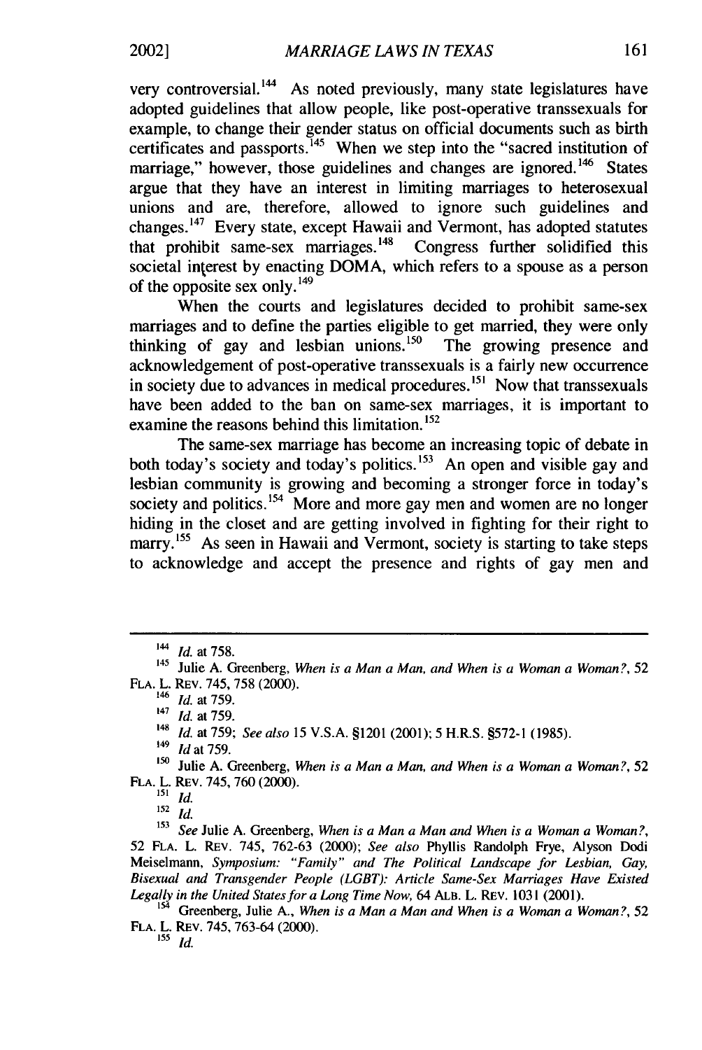very controversial.[144] As noted previously, many state legislatures have adopted guidelines that allow people, like post-operative transsexuals for example, to change their gender status on official documents such as birth certificates and passports.[145] When we step into the "sacred institution of marriage," however, those guidelines and changes are ignored.[146] States argue that they have an interest in limiting marriages to heterosexual unions and are, therefore, allowed to ignore such guidelines and changes.[147] Every state, except Hawaii and Vermont, has adopted statutes that prohibit same-sex marriages.[148] Congress further solidified this societal interest by enacting DOMA, which refers to a spouse as a person of the opposite sex only.[149]

When the courts and legislatures decided to prohibit same-sex marriages and to define the parties eligible to get married, they were only thinking of gay and lesbian unions.[150] The growing presence and acknowledgement of post-operative transsexuals is a fairly new occurrence in society due to advances in medical procedures.[151] Now that transsexuals have been added to the ban on same-sex marriages, it is important to examine the reasons behind this limitation.[152]

The same-sex marriage has become an increasing topic of debate in both today's society and today's politics.[153] An open and visible gay and lesbian community is growing and becoming a stronger force in today's society and politics.[154] More and more gay men and women are no longer hiding in the closet and are getting involved in fighting for their right to marry.[155] As seen in Hawaii and Vermont, society is starting to take steps to acknowledge and accept the presence and rights of gay men and

---

[144] *Id.* at 758.

[145] Julie A. Greenberg, *When is a Man a Man, and When is a Woman a Woman?*, 52 FLA. L. REV. 745, 758 (2000).

[146] *Id.* at 759.

[147] *Id.* at 759.

[148] *Id.* at 759; *See also* 15 V.S.A. §1201 (2001); 5 H.R.S. §572-1 (1985).

[149] *Id* at 759.

[150] Julie A. Greenberg, *When is a Man a Man, and When is a Woman a Woman?*, 52 FLA. L. REV. 745, 760 (2000).

[151] *Id.*

[152] *Id.*

[153] *See* Julie A. Greenberg, *When is a Man a Man and When is a Woman a Woman?*, 52 FLA. L. REV. 745, 762-63 (2000); *See also* Phyllis Randolph Frye, Alyson Dodi Meiselmann, *Symposium: "Family" and The Political Landscape for Lesbian, Gay, Bisexual and Transgender People (LGBT): Article Same-Sex Marriages Have Existed Legally in the United States for a Long Time Now,* 64 ALB. L. REV. 1031 (2001).

[154] Greenberg, Julie A., *When is a Man a Man and When is a Woman a Woman?*, 52 FLA. L. REV. 745, 763-64 (2000).

[155] *Id.*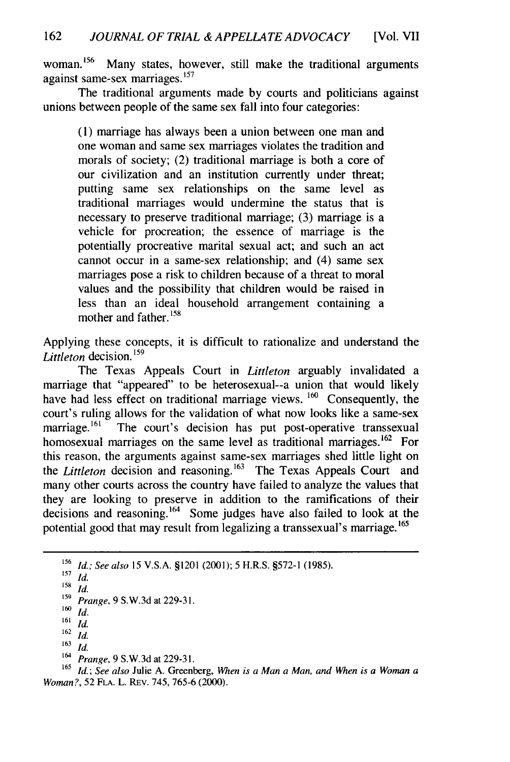woman.[156] Many states, however, still make the traditional arguments against same-sex marriages.[157]

The traditional arguments made by courts and politicians against unions between people of the same sex fall into four categories:

> (1) marriage has always been a union between one man and one woman and same sex marriages violates the tradition and morals of society; (2) traditional marriage is both a core of our civilization and an institution currently under threat; putting same sex relationships on the same level as traditional marriages would undermine the status that is necessary to preserve traditional marriage; (3) marriage is a vehicle for procreation; the essence of marriage is the potentially procreative marital sexual act; and such an act cannot occur in a same-sex relationship; and (4) same sex marriages pose a risk to children because of a threat to moral values and the possibility that children would be raised in less than an ideal household arrangement containing a mother and father.[158]

Applying these concepts, it is difficult to rationalize and understand the *Littleton* decision.[159]

The Texas Appeals Court in *Littleton* arguably invalidated a marriage that "appeared" to be heterosexual--a union that would likely have had less effect on traditional marriage views.[160] Consequently, the court's ruling allows for the validation of what now looks like a same-sex marriage.[161] The court's decision has put post-operative transsexual homosexual marriages on the same level as traditional marriages.[162] For this reason, the arguments against same-sex marriages shed little light on the *Littleton* decision and reasoning.[163] The Texas Appeals Court and many other courts across the country have failed to analyze the values that they are looking to preserve in addition to the ramifications of their decisions and reasoning.[164] Some judges have also failed to look at the potential good that may result from legalizing a transsexual's marriage.[165]

---

[156] *Id.; See also* 15 V.S.A. §1201 (2001); 5 H.R.S. §572-1 (1985).

[157] *Id.*

[158] *Id.*

[159] *Prange*, 9 S.W.3d at 229-31.

[160] *Id.*

[161] *Id.*

[162] *Id.*

[163] *Id.*

[164] *Prange*, 9 S.W.3d at 229-31.

[165] *Id.*; *See also* Julie A. Greenberg, *When is a Man a Man, and When is a Woman a Woman?*, 52 FLA. L. REV. 745, 765-6 (2000).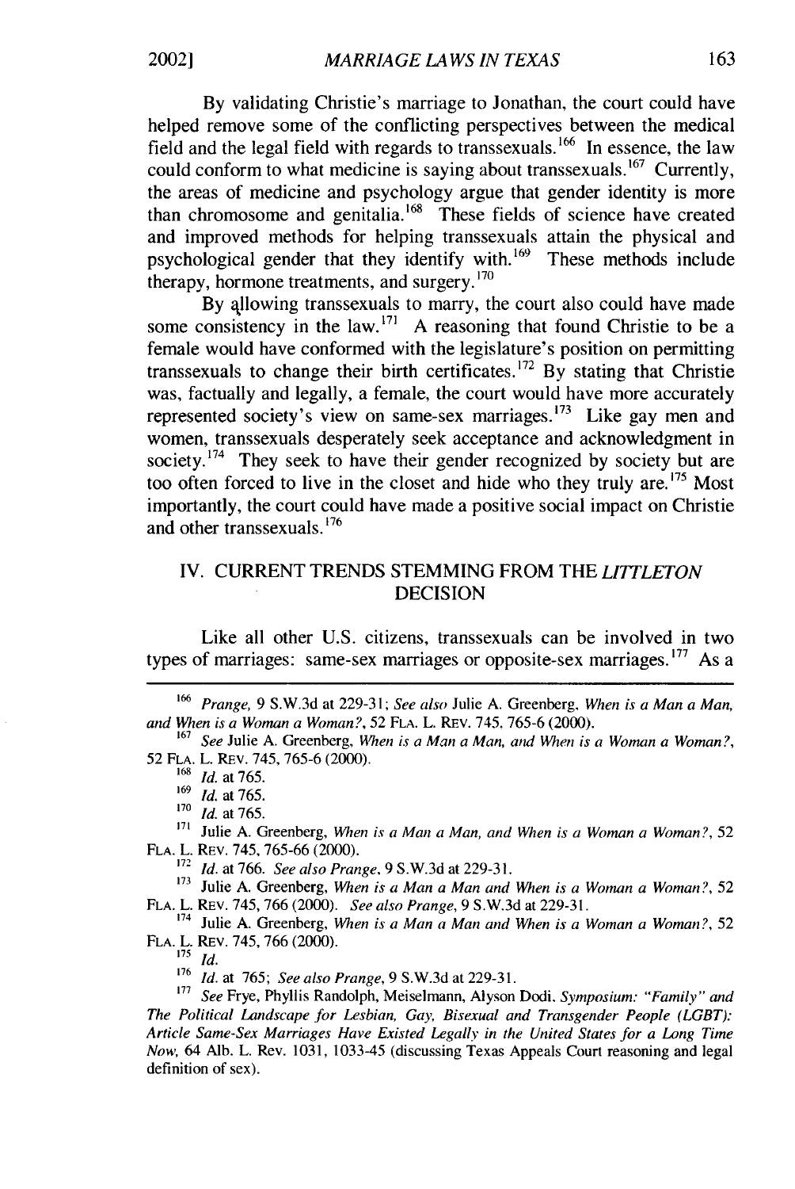By validating Christie's marriage to Jonathan, the court could have helped remove some of the conflicting perspectives between the medical field and the legal field with regards to transsexuals.[166] In essence, the law could conform to what medicine is saying about transsexuals.[167] Currently, the areas of medicine and psychology argue that gender identity is more than chromosome and genitalia.[168] These fields of science have created and improved methods for helping transsexuals attain the physical and psychological gender that they identify with.[169] These methods include therapy, hormone treatments, and surgery.[170]

By allowing transsexuals to marry, the court also could have made some consistency in the law.[171] A reasoning that found Christie to be a female would have conformed with the legislature's position on permitting transsexuals to change their birth certificates.[172] By stating that Christie was, factually and legally, a female, the court would have more accurately represented society's view on same-sex marriages.[173] Like gay men and women, transsexuals desperately seek acceptance and acknowledgment in society.[174] They seek to have their gender recognized by society but are too often forced to live in the closet and hide who they truly are.[175] Most importantly, the court could have made a positive social impact on Christie and other transsexuals.[176]

## IV. CURRENT TRENDS STEMMING FROM THE *LITTLETON* DECISION

Like all other U.S. citizens, transsexuals can be involved in two types of marriages: same-sex marriages or opposite-sex marriages.[177] As a

---

[166] *Prange*, 9 S.W.3d at 229-31; *See also* Julie A. Greenberg, *When is a Man a Man, and When is a Woman a Woman?*, 52 FLA. L. REV. 745, 765-6 (2000).

[167] *See* Julie A. Greenberg, *When is a Man a Man, and When is a Woman a Woman?*, 52 FLA. L. REV. 745, 765-6 (2000).

[168] *Id.* at 765.

[169] *Id.* at 765.

[170] *Id.* at 765.

[171] Julie A. Greenberg, *When is a Man a Man, and When is a Woman a Woman?*, 52 FLA. L. REV. 745, 765-66 (2000).

[172] *Id.* at 766. *See also Prange*, 9 S.W.3d at 229-31.

[173] Julie A. Greenberg, *When is a Man a Man and When is a Woman a Woman?*, 52 FLA. L. REV. 745, 766 (2000). *See also Prange*, 9 S.W.3d at 229-31.

[174] Julie A. Greenberg, *When is a Man a Man and When is a Woman a Woman?*, 52 FLA. L. REV. 745, 766 (2000).

[175] *Id.*

[176] *Id.* at 765; *See also Prange*, 9 S.W.3d at 229-31.

[177] *See* Frye, Phyllis Randolph, Meiselmann, Alyson Dodi. *Symposium: "Family" and The Political Landscape for Lesbian, Gay, Bisexual and Transgender People (LGBT): Article Same-Sex Marriages Have Existed Legally in the United States for a Long Time Now*, 64 Alb. L. Rev. 1031, 1033-45 (discussing Texas Appeals Court reasoning and legal definition of sex).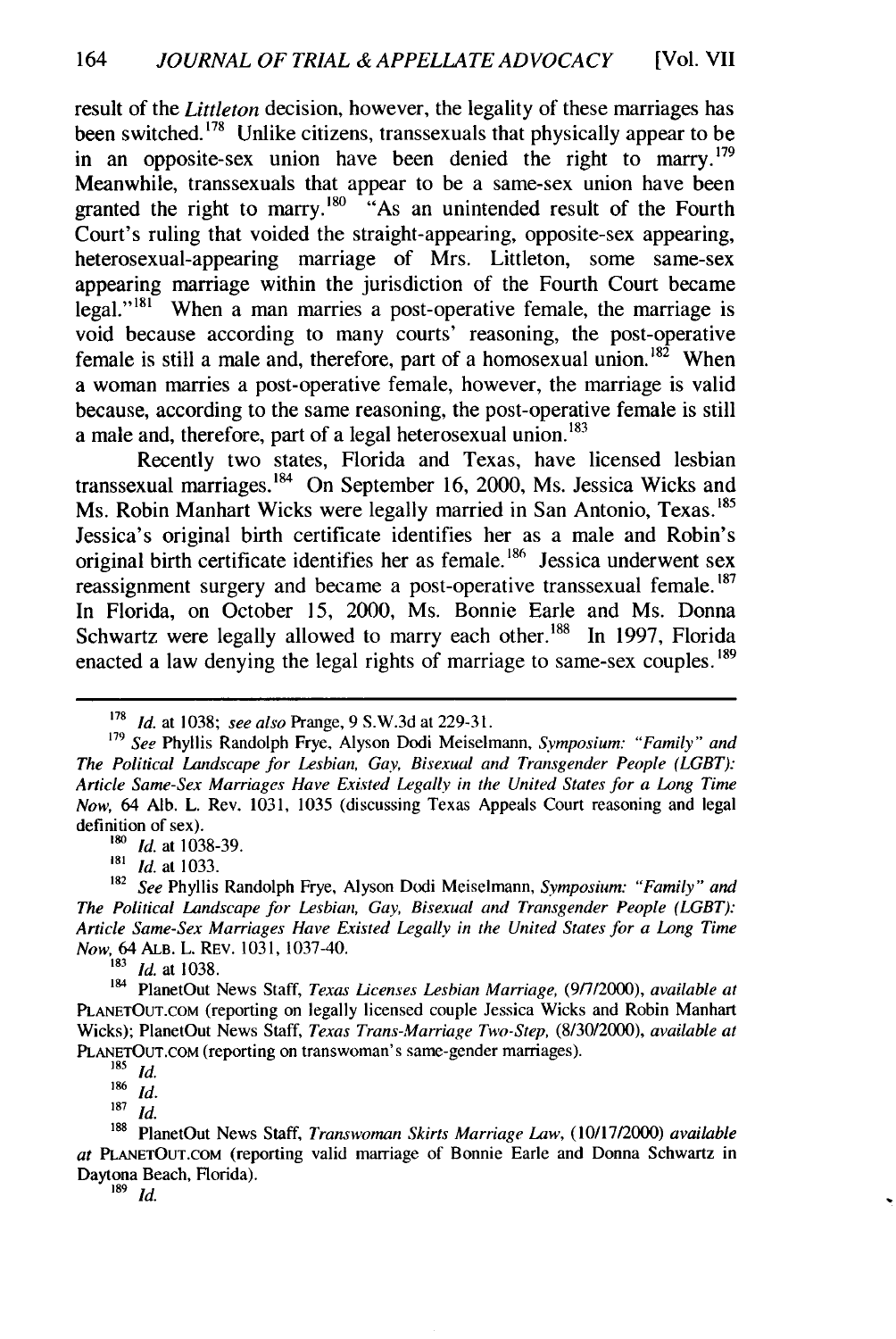result of the *Littleton* decision, however, the legality of these marriages has been switched.[178] Unlike citizens, transsexuals that physically appear to be in an opposite-sex union have been denied the right to marry.[179] Meanwhile, transsexuals that appear to be a same-sex union have been granted the right to marry.[180] "As an unintended result of the Fourth Court's ruling that voided the straight-appearing, opposite-sex appearing, heterosexual-appearing marriage of Mrs. Littleton, some same-sex appearing marriage within the jurisdiction of the Fourth Court became legal."[181] When a man marries a post-operative female, the marriage is void because according to many courts' reasoning, the post-operative female is still a male and, therefore, part of a homosexual union.[182] When a woman marries a post-operative female, however, the marriage is valid because, according to the same reasoning, the post-operative female is still a male and, therefore, part of a legal heterosexual union.[183]

Recently two states, Florida and Texas, have licensed lesbian transsexual marriages.[184] On September 16, 2000, Ms. Jessica Wicks and Ms. Robin Manhart Wicks were legally married in San Antonio, Texas.[185] Jessica's original birth certificate identifies her as a male and Robin's original birth certificate identifies her as female.[186] Jessica underwent sex reassignment surgery and became a post-operative transsexual female.[187] In Florida, on October 15, 2000, Ms. Bonnie Earle and Ms. Donna Schwartz were legally allowed to marry each other.[188] In 1997, Florida enacted a law denying the legal rights of marriage to same-sex couples.[189]

---

[178] *Id.* at 1038; *see also* Prange, 9 S.W.3d at 229-31.

[179] *See* Phyllis Randolph Frye, Alyson Dodi Meiselmann, *Symposium: "Family" and The Political Landscape for Lesbian, Gay, Bisexual and Transgender People (LGBT): Article Same-Sex Marriages Have Existed Legally in the United States for a Long Time Now,* 64 Alb. L. Rev. 1031, 1035 (discussing Texas Appeals Court reasoning and legal definition of sex).

[180] *Id.* at 1038-39.

[181] *Id.* at 1033.

[182] *See* Phyllis Randolph Frye, Alyson Dodi Meiselmann, *Symposium: "Family" and The Political Landscape for Lesbian, Gay, Bisexual and Transgender People (LGBT): Article Same-Sex Marriages Have Existed Legally in the United States for a Long Time Now,* 64 ALB. L. REV. 1031, 1037-40.

[183] *Id.* at 1038.

[184] PlanetOut News Staff, *Texas Licenses Lesbian Marriage,* (9/7/2000), *available at* PLANETOUT.COM (reporting on legally licensed couple Jessica Wicks and Robin Manhart Wicks); PlanetOut News Staff, *Texas Trans-Marriage Two-Step,* (8/30/2000), *available at* PLANETOUT.COM (reporting on transwoman's same-gender marriages).

[185] *Id.*

[186] *Id.*

[187] *Id.*

[188] PlanetOut News Staff, *Transwoman Skirts Marriage Law,* (10/17/2000) *available at* PLANETOUT.COM (reporting valid marriage of Bonnie Earle and Donna Schwartz in Daytona Beach, Florida).

[189] *Id.*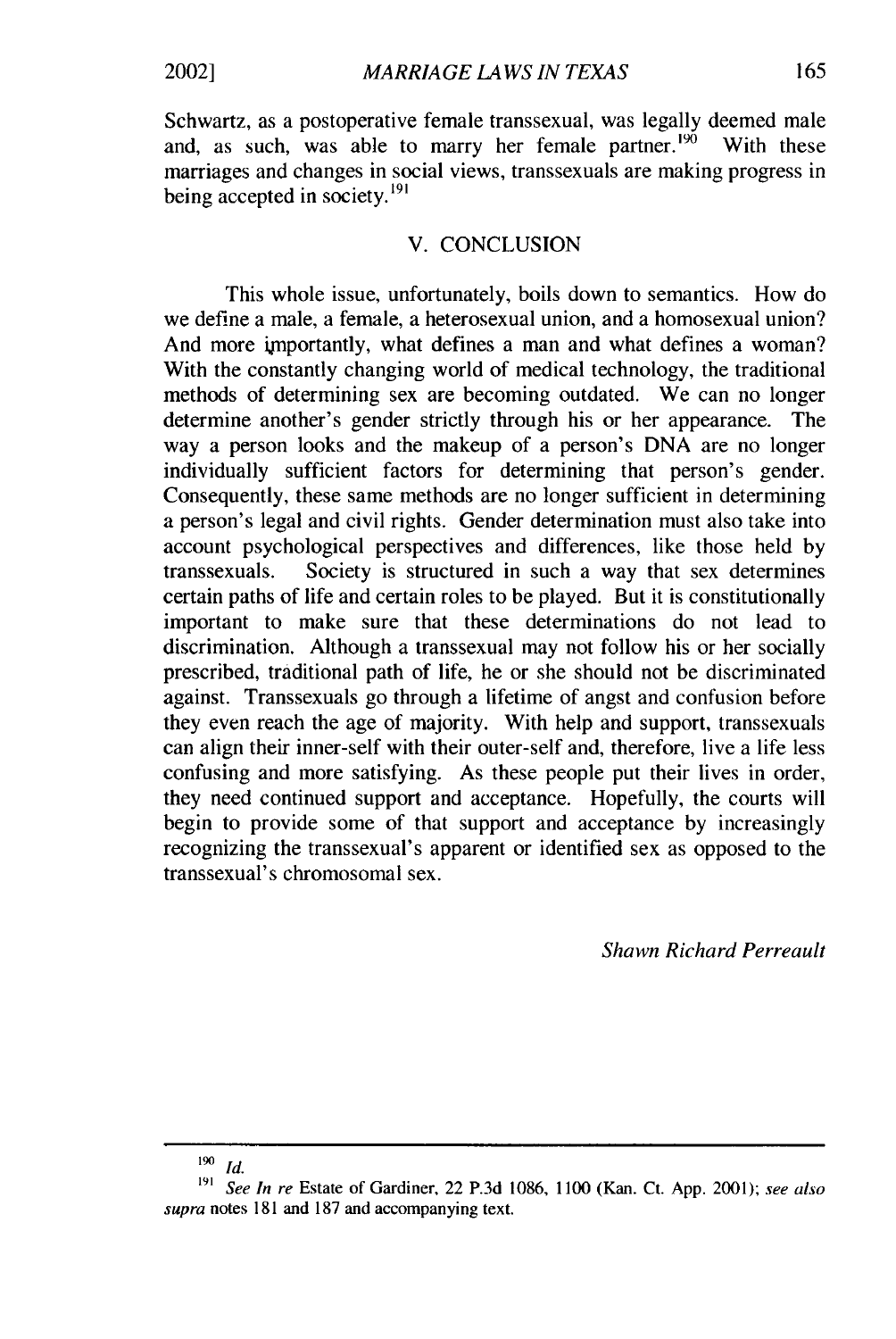Schwartz, as a postoperative female transsexual, was legally deemed male and, as such, was able to marry her female partner.[190] With these marriages and changes in social views, transsexuals are making progress in being accepted in society.[191]

## V. CONCLUSION

This whole issue, unfortunately, boils down to semantics. How do we define a male, a female, a heterosexual union, and a homosexual union? And more importantly, what defines a man and what defines a woman? With the constantly changing world of medical technology, the traditional methods of determining sex are becoming outdated. We can no longer determine another's gender strictly through his or her appearance. The way a person looks and the makeup of a person's DNA are no longer individually sufficient factors for determining that person's gender. Consequently, these same methods are no longer sufficient in determining a person's legal and civil rights. Gender determination must also take into account psychological perspectives and differences, like those held by transsexuals. Society is structured in such a way that sex determines certain paths of life and certain roles to be played. But it is constitutionally important to make sure that these determinations do not lead to discrimination. Although a transsexual may not follow his or her socially prescribed, traditional path of life, he or she should not be discriminated against. Transsexuals go through a lifetime of angst and confusion before they even reach the age of majority. With help and support, transsexuals can align their inner-self with their outer-self and, therefore, live a life less confusing and more satisfying. As these people put their lives in order, they need continued support and acceptance. Hopefully, the courts will begin to provide some of that support and acceptance by increasingly recognizing the transsexual's apparent or identified sex as opposed to the transsexual's chromosomal sex.

*Shawn Richard Perreault*

---

[190] *Id.*

[191] *See In re* Estate of Gardiner, 22 P.3d 1086, 1100 (Kan. Ct. App. 2001); *see also supra* notes 181 and 187 and accompanying text.